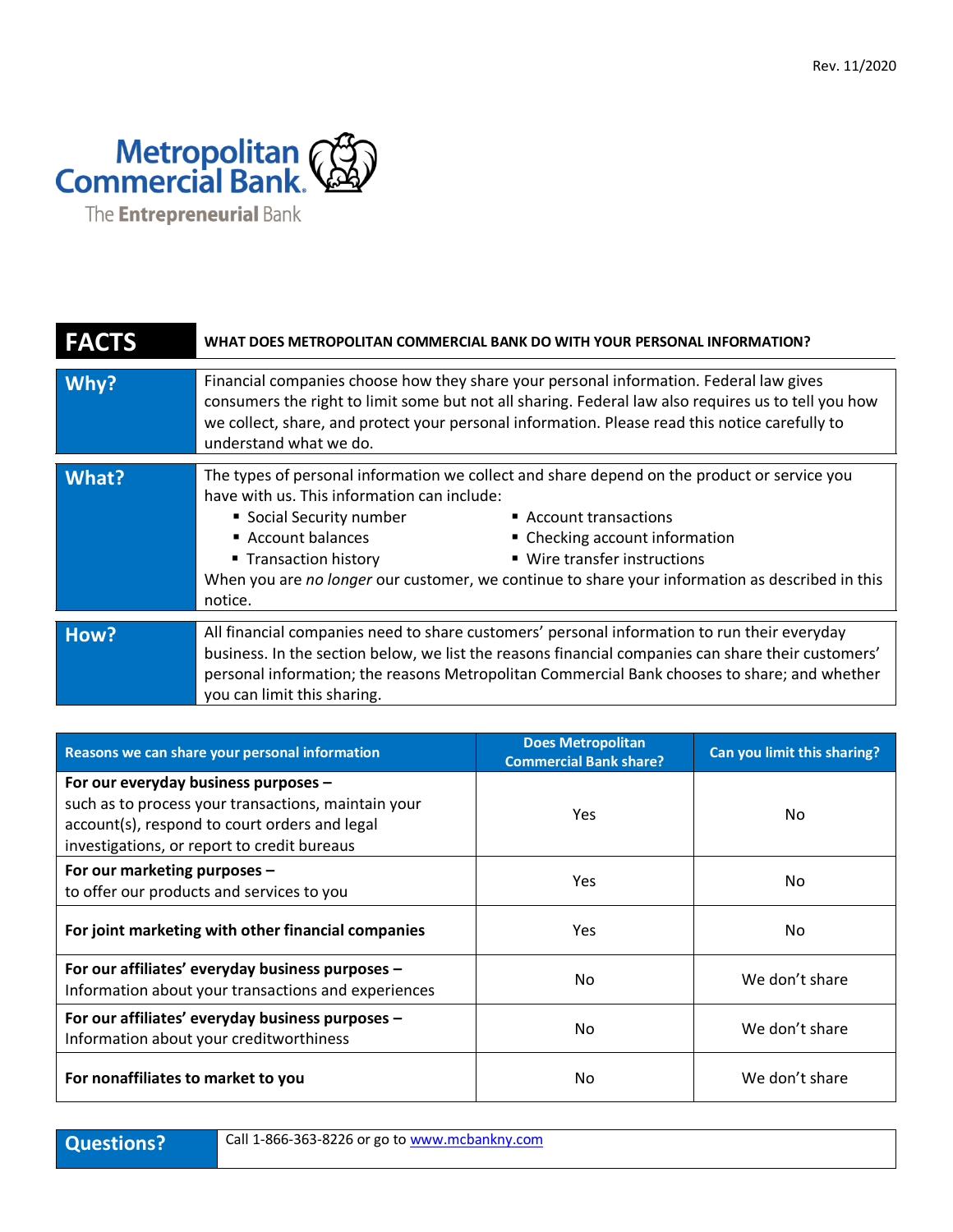Rev. 11/2020

Metropolitan Commercial Bank

The Entrepreneurial Bank

| FACTS | WHAT DOES METROPOLITAN COMMERCIAL BANK DO WITH YOUR PERSONAL INFORMATION? |
|---|---|
| **Why?** | Financial companies choose how they share your personal information. Federal law gives consumers the right to limit some but not all sharing. Federal law also requires us to tell you how we collect, share, and protect your personal information. Please read this notice carefully to understand what we do. |
| **What?** | The types of personal information we collect and share depend on the product or service you have with us. This information can include: ▪ Social Security number ▪ Account balances ▪ Transaction history ▪ Account transactions ▪ Checking account information ▪ Wire transfer instructions<br>When you are *no longer* our customer, we continue to share your information as described in this notice. |
| **How?** | All financial companies need to share customers' personal information to run their everyday business. In the section below, we list the reasons financial companies can share their customers' personal information; the reasons Metropolitan Commercial Bank chooses to share; and whether you can limit this sharing. |

| Reasons we can share your personal information | Does Metropolitan Commercial Bank share? | Can you limit this sharing? |
|---|---|---|
| **For our everyday business purposes –** such as to process your transactions, maintain your account(s), respond to court orders and legal investigations, or report to credit bureaus | Yes | No |
| **For our marketing purposes –** to offer our products and services to you | Yes | No |
| **For joint marketing with other financial companies** | Yes | No |
| **For our affiliates' everyday business purposes –** Information about your transactions and experiences | No | We don't share |
| **For our affiliates' everyday business purposes –** Information about your creditworthiness | No | We don't share |
| **For nonaffiliates to market to you** | No | We don't share |

| Questions? | Call 1-866-363-8226 or go to [www.mcbankny.com](http://www.mcbankny.com) |
|---|---|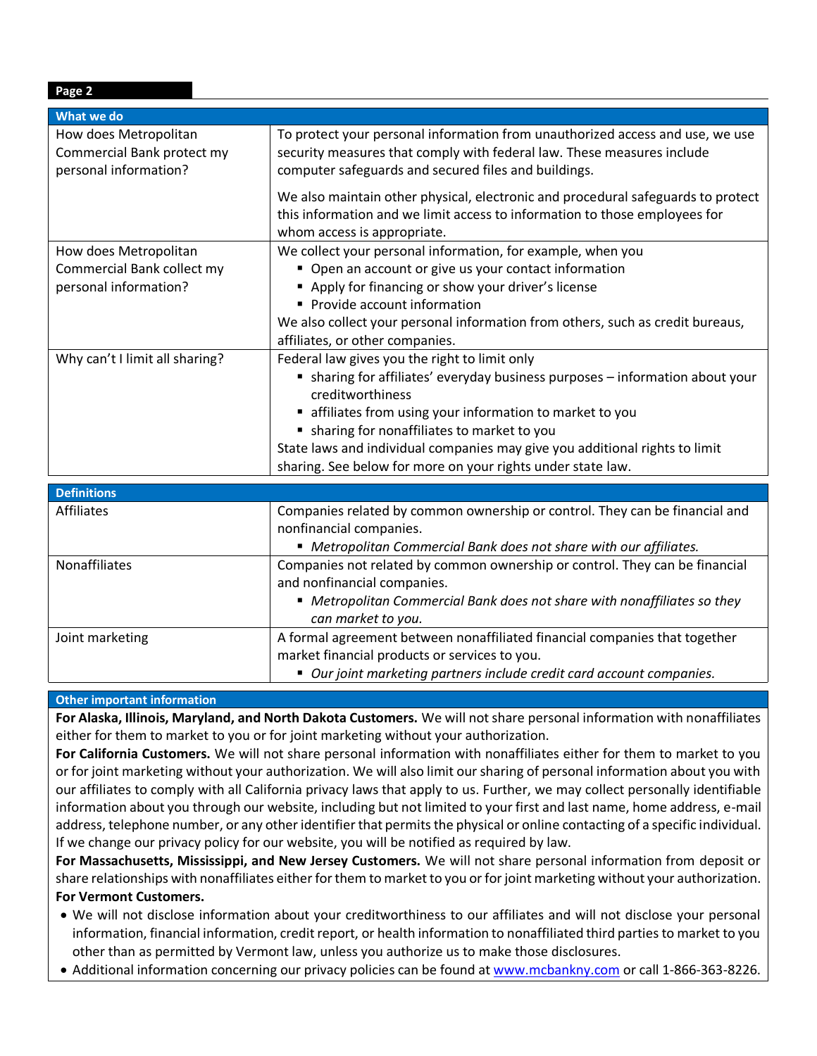| What we do | |
|---|---|
| How does Metropolitan Commercial Bank protect my personal information? | To protect your personal information from unauthorized access and use, we use security measures that comply with federal law. These measures include computer safeguards and secured files and buildings.<br><br>We also maintain other physical, electronic and procedural safeguards to protect this information and we limit access to information to those employees for whom access is appropriate. |
| How does Metropolitan Commercial Bank collect my personal information? | We collect your personal information, for example, when you<br>▪ Open an account or give us your contact information<br>▪ Apply for financing or show your driver's license<br>▪ Provide account information<br>We also collect your personal information from others, such as credit bureaus, affiliates, or other companies. |
| Why can't I limit all sharing? | Federal law gives you the right to limit only<br>▪ sharing for affiliates' everyday business purposes – information about your creditworthiness<br>▪ affiliates from using your information to market to you<br>▪ sharing for nonaffiliates to market to you<br>State laws and individual companies may give you additional rights to limit sharing. See below for more on your rights under state law. |

| Definitions | |
|---|---|
| Affiliates | Companies related by common ownership or control. They can be financial and nonfinancial companies.<br>▪ *Metropolitan Commercial Bank does not share with our affiliates.* |
| Nonaffiliates | Companies not related by common ownership or control. They can be financial and nonfinancial companies.<br>▪ *Metropolitan Commercial Bank does not share with nonaffiliates so they can market to you.* |
| Joint marketing | A formal agreement between nonaffiliated financial companies that together market financial products or services to you.<br>▪ *Our joint marketing partners include credit card account companies.* |

## Other important information

**For Alaska, Illinois, Maryland, and North Dakota Customers.** We will not share personal information with nonaffiliates either for them to market to you or for joint marketing without your authorization.

**For California Customers.** We will not share personal information with nonaffiliates either for them to market to you or for joint marketing without your authorization. We will also limit our sharing of personal information about you with our affiliates to comply with all California privacy laws that apply to us. Further, we may collect personally identifiable information about you through our website, including but not limited to your first and last name, home address, e-mail address, telephone number, or any other identifier that permits the physical or online contacting of a specific individual. If we change our privacy policy for our website, you will be notified as required by law.

**For Massachusetts, Mississippi, and New Jersey Customers.** We will not share personal information from deposit or share relationships with nonaffiliates either for them to market to you or for joint marketing without your authorization.

**For Vermont Customers.**

- We will not disclose information about your creditworthiness to our affiliates and will not disclose your personal information, financial information, credit report, or health information to nonaffiliated third parties to market to you other than as permitted by Vermont law, unless you authorize us to make those disclosures.
- Additional information concerning our privacy policies can be found at www.mcbankny.com or call 1-866-363-8226.